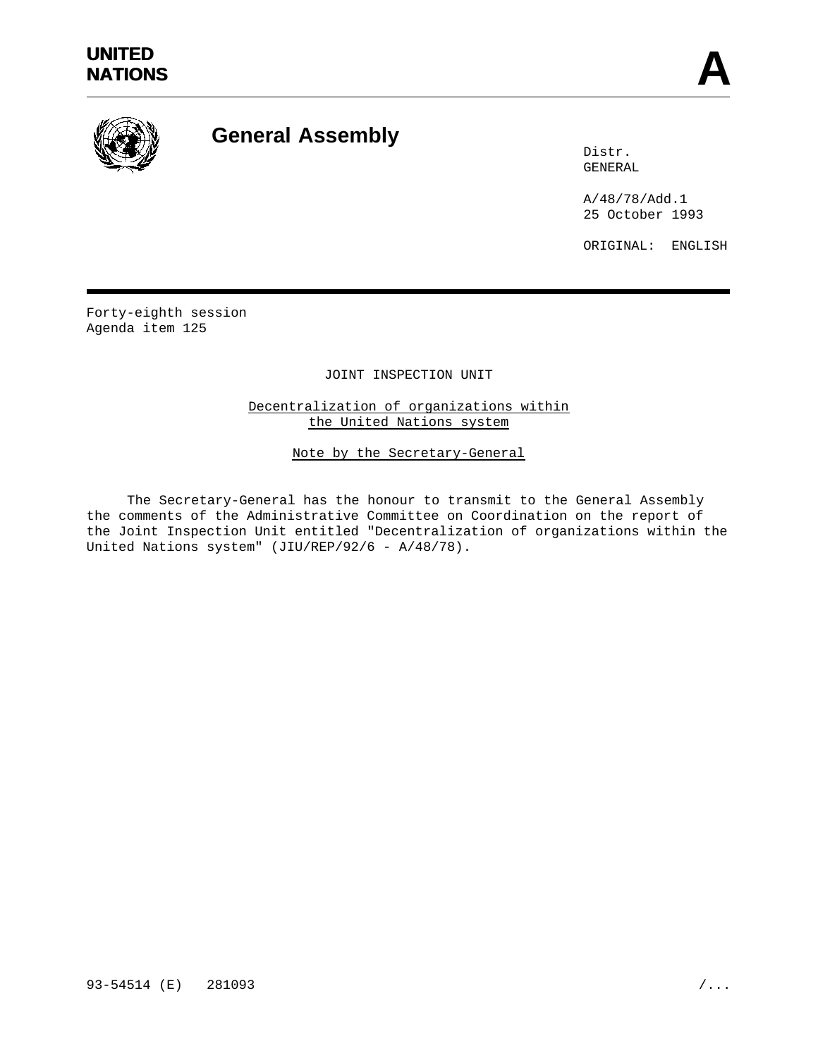UNITED NATIONS

# General Assembly

Distr.
GENERAL

A/48/78/Add.1
25 October 1993

ORIGINAL: ENGLISH

Forty-eighth session
Agenda item 125

JOINT INSPECTION UNIT

## Decentralization of organizations within the United Nations system

### Note by the Secretary-General

The Secretary-General has the honour to transmit to the General Assembly the comments of the Administrative Committee on Coordination on the report of the Joint Inspection Unit entitled "Decentralization of organizations within the United Nations system" (JIU/REP/92/6 - A/48/78).

93-54514 (E) 281093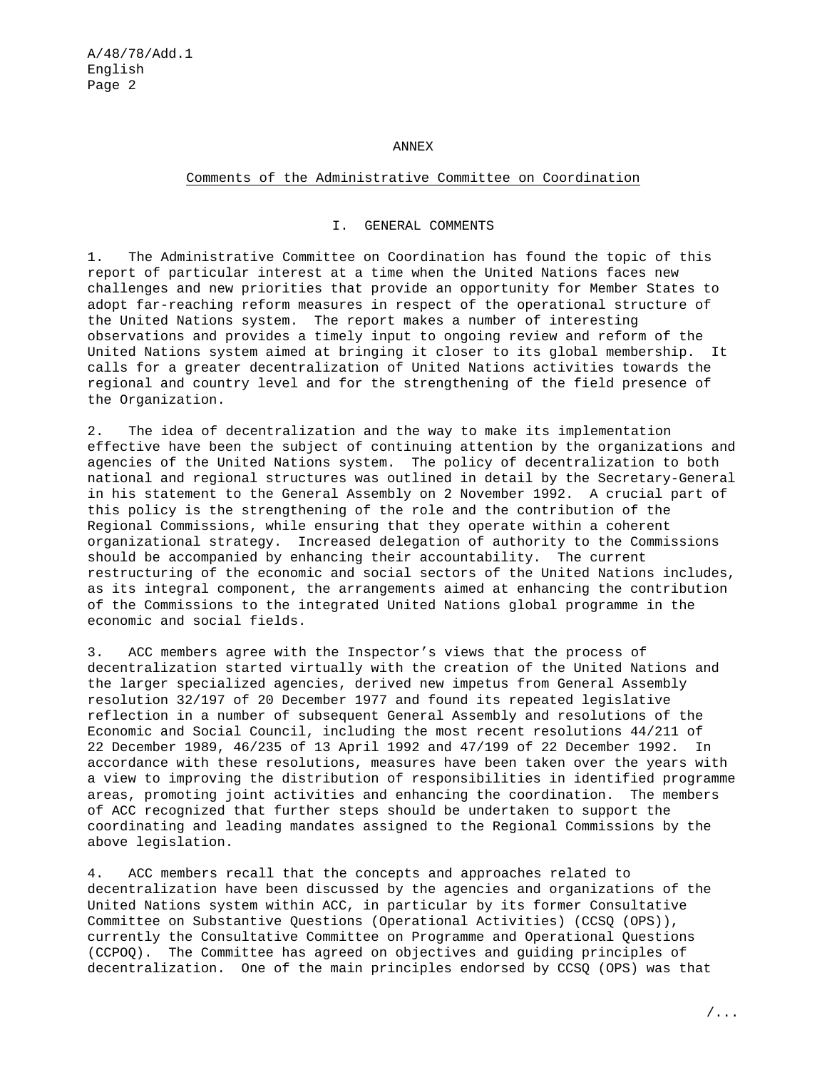# ANNEX

## Comments of the Administrative Committee on Coordination

### I. GENERAL COMMENTS

1. The Administrative Committee on Coordination has found the topic of this report of particular interest at a time when the United Nations faces new challenges and new priorities that provide an opportunity for Member States to adopt far-reaching reform measures in respect of the operational structure of the United Nations system. The report makes a number of interesting observations and provides a timely input to ongoing review and reform of the United Nations system aimed at bringing it closer to its global membership. It calls for a greater decentralization of United Nations activities towards the regional and country level and for the strengthening of the field presence of the Organization.

2. The idea of decentralization and the way to make its implementation effective have been the subject of continuing attention by the organizations and agencies of the United Nations system. The policy of decentralization to both national and regional structures was outlined in detail by the Secretary-General in his statement to the General Assembly on 2 November 1992. A crucial part of this policy is the strengthening of the role and the contribution of the Regional Commissions, while ensuring that they operate within a coherent organizational strategy. Increased delegation of authority to the Commissions should be accompanied by enhancing their accountability. The current restructuring of the economic and social sectors of the United Nations includes, as its integral component, the arrangements aimed at enhancing the contribution of the Commissions to the integrated United Nations global programme in the economic and social fields.

3. ACC members agree with the Inspector's views that the process of decentralization started virtually with the creation of the United Nations and the larger specialized agencies, derived new impetus from General Assembly resolution 32/197 of 20 December 1977 and found its repeated legislative reflection in a number of subsequent General Assembly and resolutions of the Economic and Social Council, including the most recent resolutions 44/211 of 22 December 1989, 46/235 of 13 April 1992 and 47/199 of 22 December 1992. In accordance with these resolutions, measures have been taken over the years with a view to improving the distribution of responsibilities in identified programme areas, promoting joint activities and enhancing the coordination. The members of ACC recognized that further steps should be undertaken to support the coordinating and leading mandates assigned to the Regional Commissions by the above legislation.

4. ACC members recall that the concepts and approaches related to decentralization have been discussed by the agencies and organizations of the United Nations system within ACC, in particular by its former Consultative Committee on Substantive Questions (Operational Activities) (CCSQ (OPS)), currently the Consultative Committee on Programme and Operational Questions (CCPOQ). The Committee has agreed on objectives and guiding principles of decentralization. One of the main principles endorsed by CCSQ (OPS) was that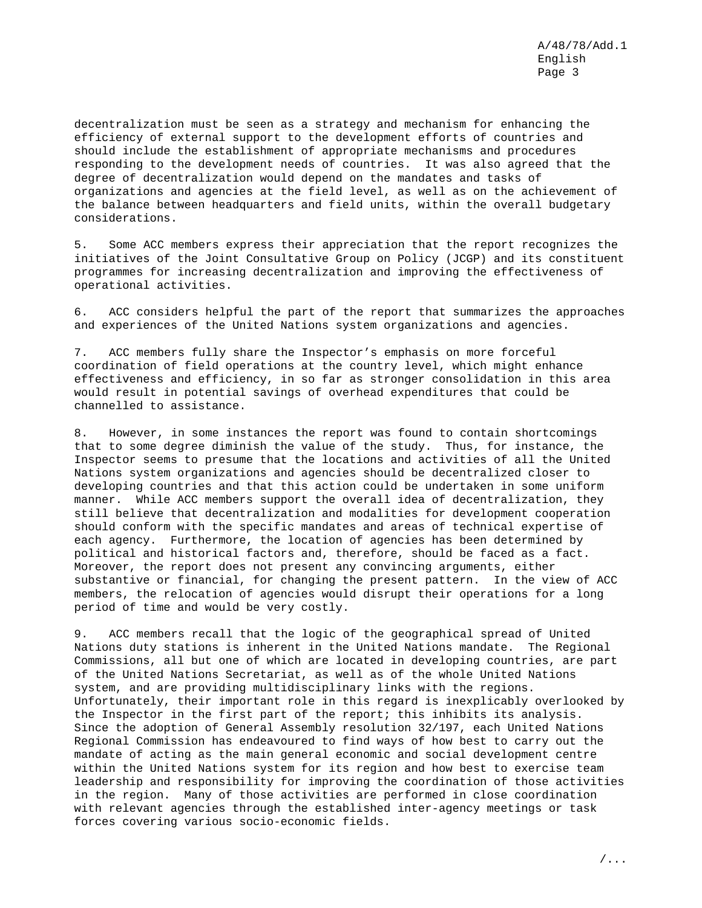decentralization must be seen as a strategy and mechanism for enhancing the efficiency of external support to the development efforts of countries and should include the establishment of appropriate mechanisms and procedures responding to the development needs of countries. It was also agreed that the degree of decentralization would depend on the mandates and tasks of organizations and agencies at the field level, as well as on the achievement of the balance between headquarters and field units, within the overall budgetary considerations.

5. Some ACC members express their appreciation that the report recognizes the initiatives of the Joint Consultative Group on Policy (JCGP) and its constituent programmes for increasing decentralization and improving the effectiveness of operational activities.

6. ACC considers helpful the part of the report that summarizes the approaches and experiences of the United Nations system organizations and agencies.

7. ACC members fully share the Inspector's emphasis on more forceful coordination of field operations at the country level, which might enhance effectiveness and efficiency, in so far as stronger consolidation in this area would result in potential savings of overhead expenditures that could be channelled to assistance.

8. However, in some instances the report was found to contain shortcomings that to some degree diminish the value of the study. Thus, for instance, the Inspector seems to presume that the locations and activities of all the United Nations system organizations and agencies should be decentralized closer to developing countries and that this action could be undertaken in some uniform manner. While ACC members support the overall idea of decentralization, they still believe that decentralization and modalities for development cooperation should conform with the specific mandates and areas of technical expertise of each agency. Furthermore, the location of agencies has been determined by political and historical factors and, therefore, should be faced as a fact. Moreover, the report does not present any convincing arguments, either substantive or financial, for changing the present pattern. In the view of ACC members, the relocation of agencies would disrupt their operations for a long period of time and would be very costly.

9. ACC members recall that the logic of the geographical spread of United Nations duty stations is inherent in the United Nations mandate. The Regional Commissions, all but one of which are located in developing countries, are part of the United Nations Secretariat, as well as of the whole United Nations system, and are providing multidisciplinary links with the regions. Unfortunately, their important role in this regard is inexplicably overlooked by the Inspector in the first part of the report; this inhibits its analysis. Since the adoption of General Assembly resolution 32/197, each United Nations Regional Commission has endeavoured to find ways of how best to carry out the mandate of acting as the main general economic and social development centre within the United Nations system for its region and how best to exercise team leadership and responsibility for improving the coordination of those activities in the region. Many of those activities are performed in close coordination with relevant agencies through the established inter-agency meetings or task forces covering various socio-economic fields.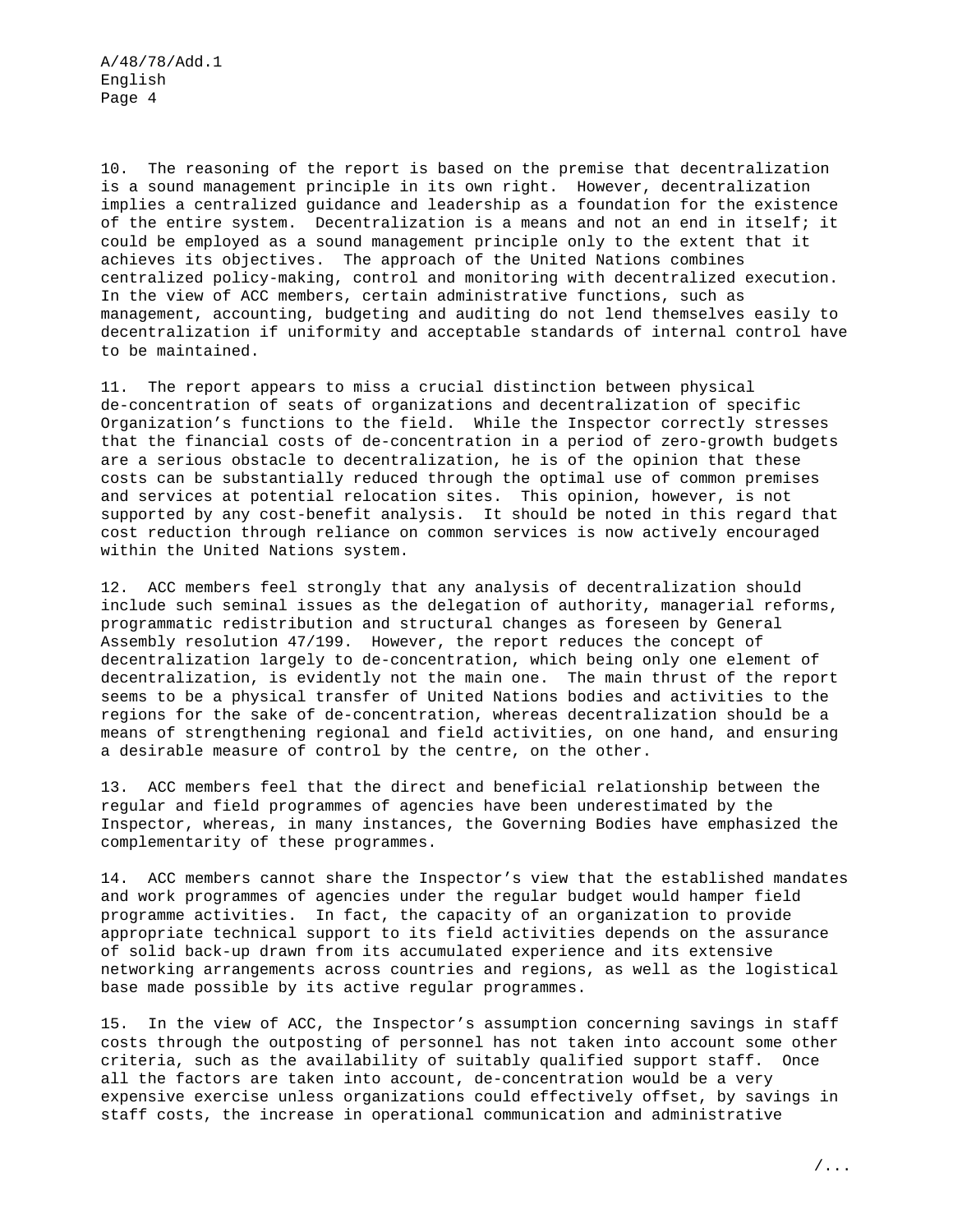10. The reasoning of the report is based on the premise that decentralization is a sound management principle in its own right. However, decentralization implies a centralized guidance and leadership as a foundation for the existence of the entire system. Decentralization is a means and not an end in itself; it could be employed as a sound management principle only to the extent that it achieves its objectives. The approach of the United Nations combines centralized policy-making, control and monitoring with decentralized execution. In the view of ACC members, certain administrative functions, such as management, accounting, budgeting and auditing do not lend themselves easily to decentralization if uniformity and acceptable standards of internal control have to be maintained.

11. The report appears to miss a crucial distinction between physical de-concentration of seats of organizations and decentralization of specific Organization's functions to the field. While the Inspector correctly stresses that the financial costs of de-concentration in a period of zero-growth budgets are a serious obstacle to decentralization, he is of the opinion that these costs can be substantially reduced through the optimal use of common premises and services at potential relocation sites. This opinion, however, is not supported by any cost-benefit analysis. It should be noted in this regard that cost reduction through reliance on common services is now actively encouraged within the United Nations system.

12. ACC members feel strongly that any analysis of decentralization should include such seminal issues as the delegation of authority, managerial reforms, programmatic redistribution and structural changes as foreseen by General Assembly resolution 47/199. However, the report reduces the concept of decentralization largely to de-concentration, which being only one element of decentralization, is evidently not the main one. The main thrust of the report seems to be a physical transfer of United Nations bodies and activities to the regions for the sake of de-concentration, whereas decentralization should be a means of strengthening regional and field activities, on one hand, and ensuring a desirable measure of control by the centre, on the other.

13. ACC members feel that the direct and beneficial relationship between the regular and field programmes of agencies have been underestimated by the Inspector, whereas, in many instances, the Governing Bodies have emphasized the complementarity of these programmes.

14. ACC members cannot share the Inspector's view that the established mandates and work programmes of agencies under the regular budget would hamper field programme activities. In fact, the capacity of an organization to provide appropriate technical support to its field activities depends on the assurance of solid back-up drawn from its accumulated experience and its extensive networking arrangements across countries and regions, as well as the logistical base made possible by its active regular programmes.

15. In the view of ACC, the Inspector's assumption concerning savings in staff costs through the outposting of personnel has not taken into account some other criteria, such as the availability of suitably qualified support staff. Once all the factors are taken into account, de-concentration would be a very expensive exercise unless organizations could effectively offset, by savings in staff costs, the increase in operational communication and administrative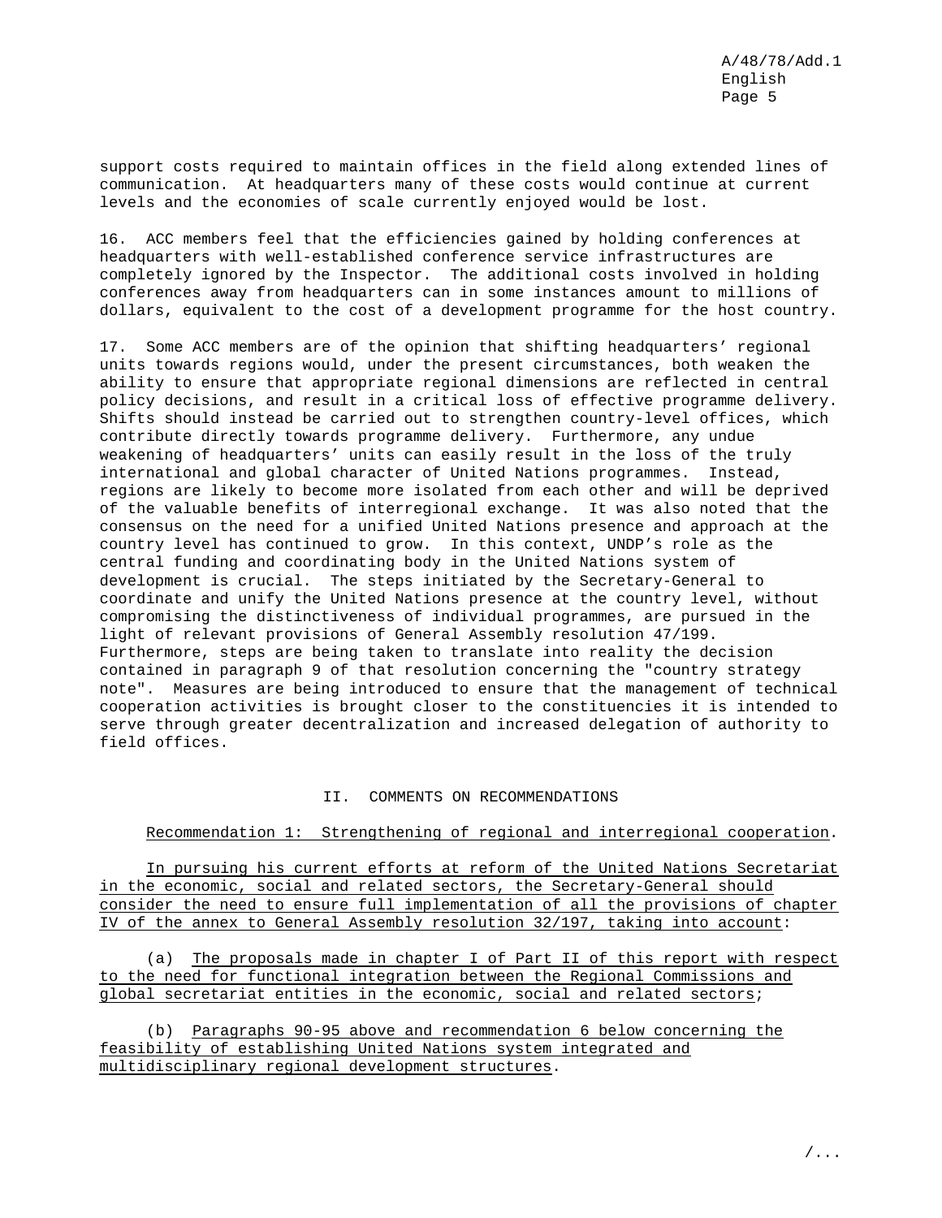support costs required to maintain offices in the field along extended lines of communication. At headquarters many of these costs would continue at current levels and the economies of scale currently enjoyed would be lost.

16. ACC members feel that the efficiencies gained by holding conferences at headquarters with well-established conference service infrastructures are completely ignored by the Inspector. The additional costs involved in holding conferences away from headquarters can in some instances amount to millions of dollars, equivalent to the cost of a development programme for the host country.

17. Some ACC members are of the opinion that shifting headquarters' regional units towards regions would, under the present circumstances, both weaken the ability to ensure that appropriate regional dimensions are reflected in central policy decisions, and result in a critical loss of effective programme delivery. Shifts should instead be carried out to strengthen country-level offices, which contribute directly towards programme delivery. Furthermore, any undue weakening of headquarters' units can easily result in the loss of the truly international and global character of United Nations programmes. Instead, regions are likely to become more isolated from each other and will be deprived of the valuable benefits of interregional exchange. It was also noted that the consensus on the need for a unified United Nations presence and approach at the country level has continued to grow. In this context, UNDP's role as the central funding and coordinating body in the United Nations system of development is crucial. The steps initiated by the Secretary-General to coordinate and unify the United Nations presence at the country level, without compromising the distinctiveness of individual programmes, are pursued in the light of relevant provisions of General Assembly resolution 47/199. Furthermore, steps are being taken to translate into reality the decision contained in paragraph 9 of that resolution concerning the "country strategy note". Measures are being introduced to ensure that the management of technical cooperation activities is brought closer to the constituencies it is intended to serve through greater decentralization and increased delegation of authority to field offices.

## II. COMMENTS ON RECOMMENDATIONS

Recommendation 1: Strengthening of regional and interregional cooperation.

In pursuing his current efforts at reform of the United Nations Secretariat in the economic, social and related sectors, the Secretary-General should consider the need to ensure full implementation of all the provisions of chapter IV of the annex to General Assembly resolution 32/197, taking into account:

(a) The proposals made in chapter I of Part II of this report with respect to the need for functional integration between the Regional Commissions and global secretariat entities in the economic, social and related sectors;

(b) Paragraphs 90-95 above and recommendation 6 below concerning the feasibility of establishing United Nations system integrated and multidisciplinary regional development structures.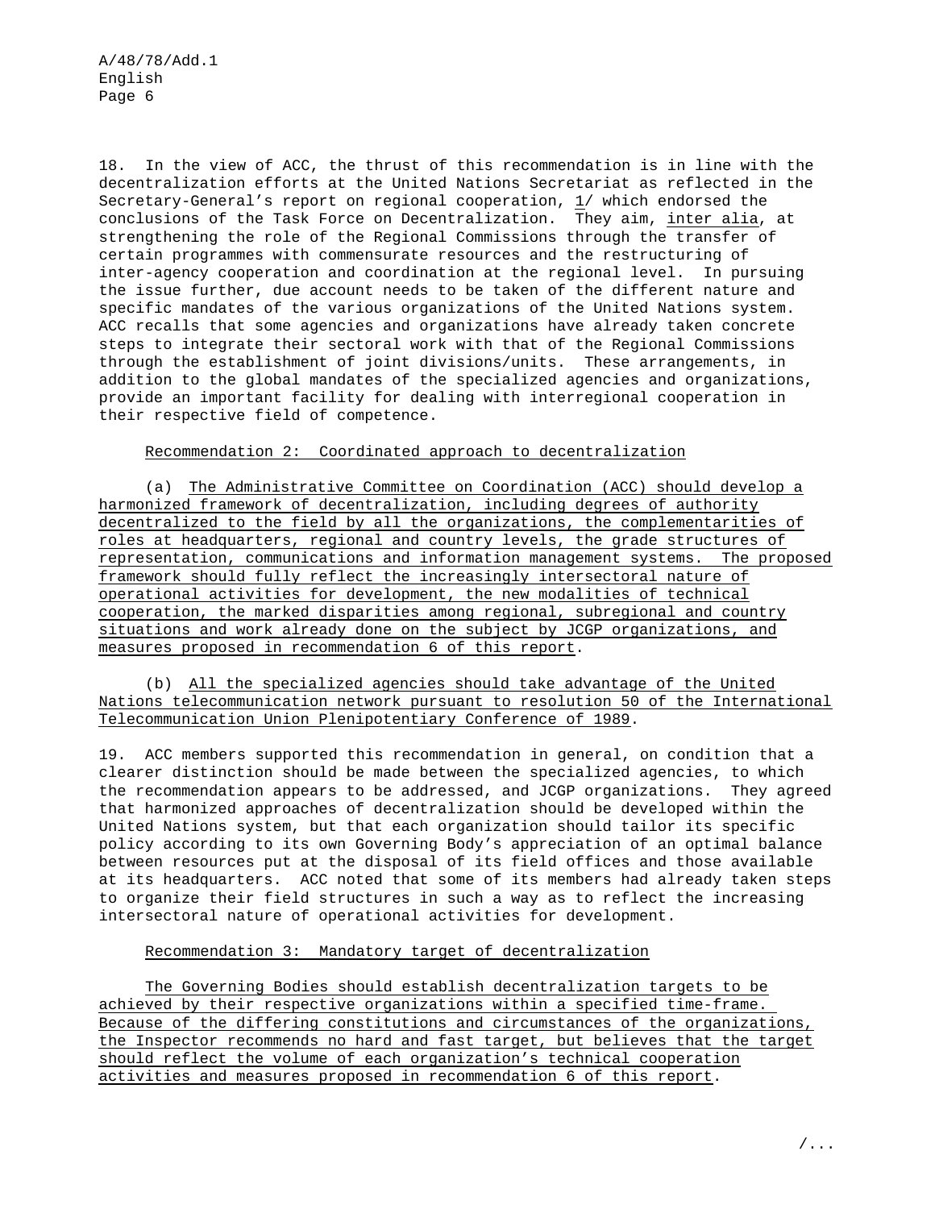18. In the view of ACC, the thrust of this recommendation is in line with the decentralization efforts at the United Nations Secretariat as reflected in the Secretary-General's report on regional cooperation, 1/ which endorsed the conclusions of the Task Force on Decentralization. They aim, *inter alia*, at strengthening the role of the Regional Commissions through the transfer of certain programmes with commensurate resources and the restructuring of inter-agency cooperation and coordination at the regional level. In pursuing the issue further, due account needs to be taken of the different nature and specific mandates of the various organizations of the United Nations system. ACC recalls that some agencies and organizations have already taken concrete steps to integrate their sectoral work with that of the Regional Commissions through the establishment of joint divisions/units. These arrangements, in addition to the global mandates of the specialized agencies and organizations, provide an important facility for dealing with interregional cooperation in their respective field of competence.

### Recommendation 2: Coordinated approach to decentralization

(a) *The Administrative Committee on Coordination (ACC) should develop a harmonized framework of decentralization, including degrees of authority decentralized to the field by all the organizations, the complementarities of roles at headquarters, regional and country levels, the grade structures of representation, communications and information management systems. The proposed framework should fully reflect the increasingly intersectoral nature of operational activities for development, the new modalities of technical cooperation, the marked disparities among regional, subregional and country situations and work already done on the subject by JCGP organizations, and measures proposed in recommendation 6 of this report.*

(b) *All the specialized agencies should take advantage of the United Nations telecommunication network pursuant to resolution 50 of the International Telecommunication Union Plenipotentiary Conference of 1989.*

19. ACC members supported this recommendation in general, on condition that a clearer distinction should be made between the specialized agencies, to which the recommendation appears to be addressed, and JCGP organizations. They agreed that harmonized approaches of decentralization should be developed within the United Nations system, but that each organization should tailor its specific policy according to its own Governing Body's appreciation of an optimal balance between resources put at the disposal of its field offices and those available at its headquarters. ACC noted that some of its members had already taken steps to organize their field structures in such a way as to reflect the increasing intersectoral nature of operational activities for development.

### Recommendation 3: Mandatory target of decentralization

*The Governing Bodies should establish decentralization targets to be achieved by their respective organizations within a specified time-frame. Because of the differing constitutions and circumstances of the organizations, the Inspector recommends no hard and fast target, but believes that the target should reflect the volume of each organization's technical cooperation activities and measures proposed in recommendation 6 of this report.*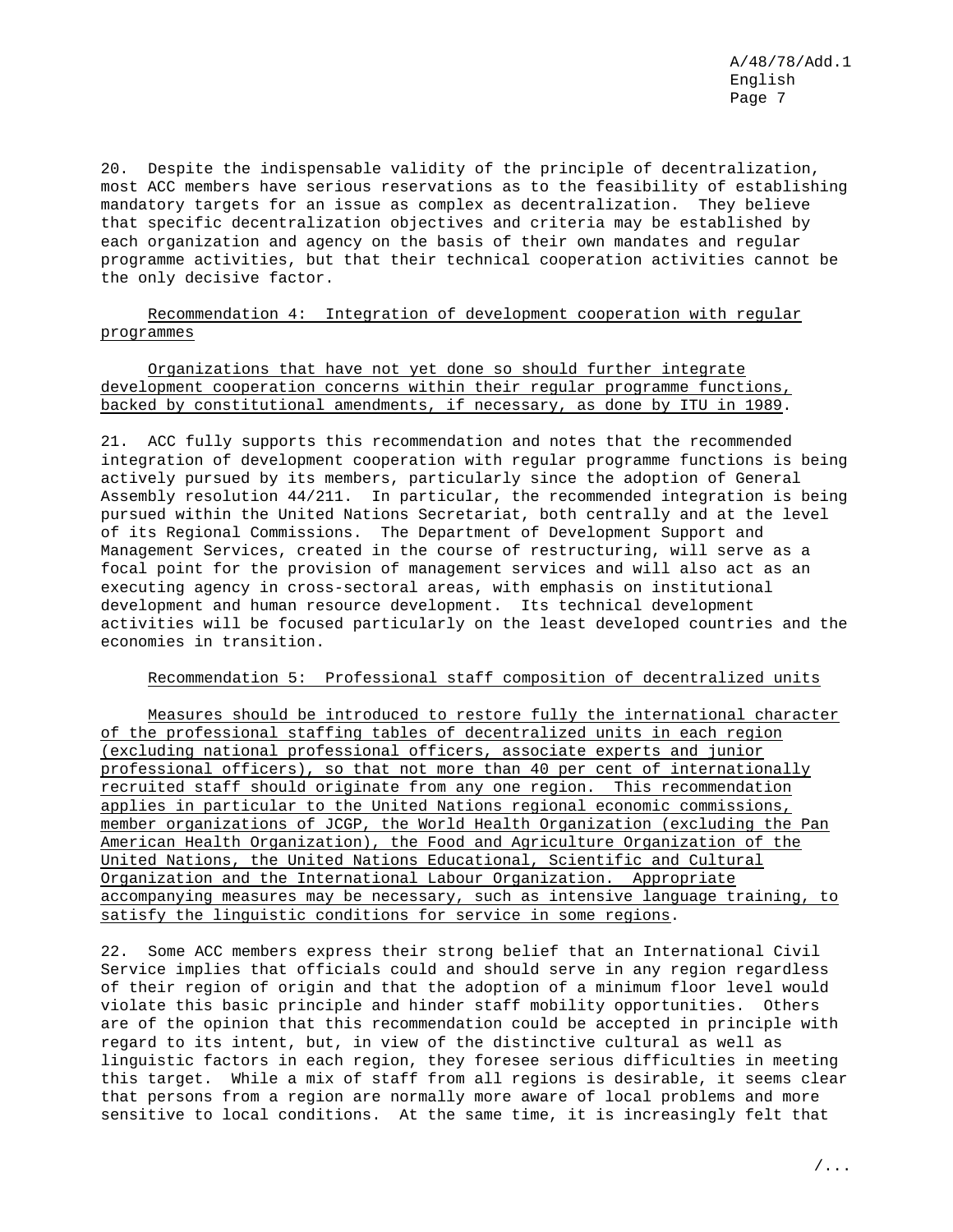20. Despite the indispensable validity of the principle of decentralization, most ACC members have serious reservations as to the feasibility of establishing mandatory targets for an issue as complex as decentralization. They believe that specific decentralization objectives and criteria may be established by each organization and agency on the basis of their own mandates and regular programme activities, but that their technical cooperation activities cannot be the only decisive factor.

<u>Recommendation 4: Integration of development cooperation with regular programmes</u>

<u>Organizations that have not yet done so should further integrate development cooperation concerns within their regular programme functions, backed by constitutional amendments, if necessary, as done by ITU in 1989</u>.

21. ACC fully supports this recommendation and notes that the recommended integration of development cooperation with regular programme functions is being actively pursued by its members, particularly since the adoption of General Assembly resolution 44/211. In particular, the recommended integration is being pursued within the United Nations Secretariat, both centrally and at the level of its Regional Commissions. The Department of Development Support and Management Services, created in the course of restructuring, will serve as a focal point for the provision of management services and will also act as an executing agency in cross-sectoral areas, with emphasis on institutional development and human resource development. Its technical development activities will be focused particularly on the least developed countries and the economies in transition.

<u>Recommendation 5: Professional staff composition of decentralized units</u>

<u>Measures should be introduced to restore fully the international character of the professional staffing tables of decentralized units in each region (excluding national professional officers, associate experts and junior professional officers), so that not more than 40 per cent of internationally recruited staff should originate from any one region. This recommendation applies in particular to the United Nations regional economic commissions, member organizations of JCGP, the World Health Organization (excluding the Pan American Health Organization), the Food and Agriculture Organization of the United Nations, the United Nations Educational, Scientific and Cultural Organization and the International Labour Organization. Appropriate accompanying measures may be necessary, such as intensive language training, to satisfy the linguistic conditions for service in some regions</u>.

22. Some ACC members express their strong belief that an International Civil Service implies that officials could and should serve in any region regardless of their region of origin and that the adoption of a minimum floor level would violate this basic principle and hinder staff mobility opportunities. Others are of the opinion that this recommendation could be accepted in principle with regard to its intent, but, in view of the distinctive cultural as well as linguistic factors in each region, they foresee serious difficulties in meeting this target. While a mix of staff from all regions is desirable, it seems clear that persons from a region are normally more aware of local problems and more sensitive to local conditions. At the same time, it is increasingly felt that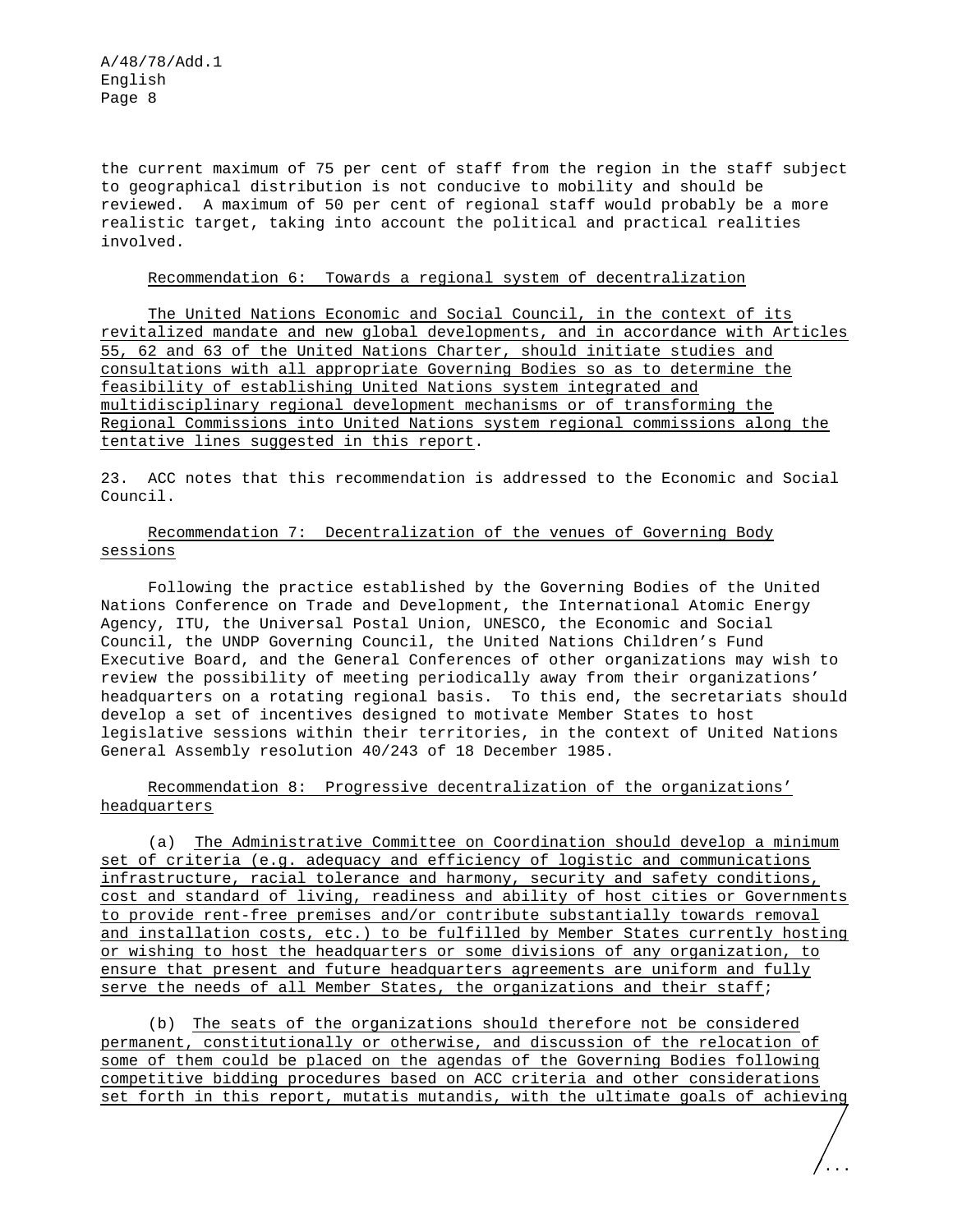the current maximum of 75 per cent of staff from the region in the staff subject to geographical distribution is not conducive to mobility and should be reviewed. A maximum of 50 per cent of regional staff would probably be a more realistic target, taking into account the political and practical realities involved.

Recommendation 6: Towards a regional system of decentralization

The United Nations Economic and Social Council, in the context of its revitalized mandate and new global developments, and in accordance with Articles 55, 62 and 63 of the United Nations Charter, should initiate studies and consultations with all appropriate Governing Bodies so as to determine the feasibility of establishing United Nations system integrated and multidisciplinary regional development mechanisms or of transforming the Regional Commissions into United Nations system regional commissions along the tentative lines suggested in this report.

23. ACC notes that this recommendation is addressed to the Economic and Social Council.

Recommendation 7: Decentralization of the venues of Governing Body sessions

Following the practice established by the Governing Bodies of the United Nations Conference on Trade and Development, the International Atomic Energy Agency, ITU, the Universal Postal Union, UNESCO, the Economic and Social Council, the UNDP Governing Council, the United Nations Children's Fund Executive Board, and the General Conferences of other organizations may wish to review the possibility of meeting periodically away from their organizations' headquarters on a rotating regional basis. To this end, the secretariats should develop a set of incentives designed to motivate Member States to host legislative sessions within their territories, in the context of United Nations General Assembly resolution 40/243 of 18 December 1985.

Recommendation 8: Progressive decentralization of the organizations' headquarters

(a) The Administrative Committee on Coordination should develop a minimum set of criteria (e.g. adequacy and efficiency of logistic and communications infrastructure, racial tolerance and harmony, security and safety conditions, cost and standard of living, readiness and ability of host cities or Governments to provide rent-free premises and/or contribute substantially towards removal and installation costs, etc.) to be fulfilled by Member States currently hosting or wishing to host the headquarters or some divisions of any organization, to ensure that present and future headquarters agreements are uniform and fully serve the needs of all Member States, the organizations and their staff;

(b) The seats of the organizations should therefore not be considered permanent, constitutionally or otherwise, and discussion of the relocation of some of them could be placed on the agendas of the Governing Bodies following competitive bidding procedures based on ACC criteria and other considerations set forth in this report, mutatis mutandis, with the ultimate goals of achieving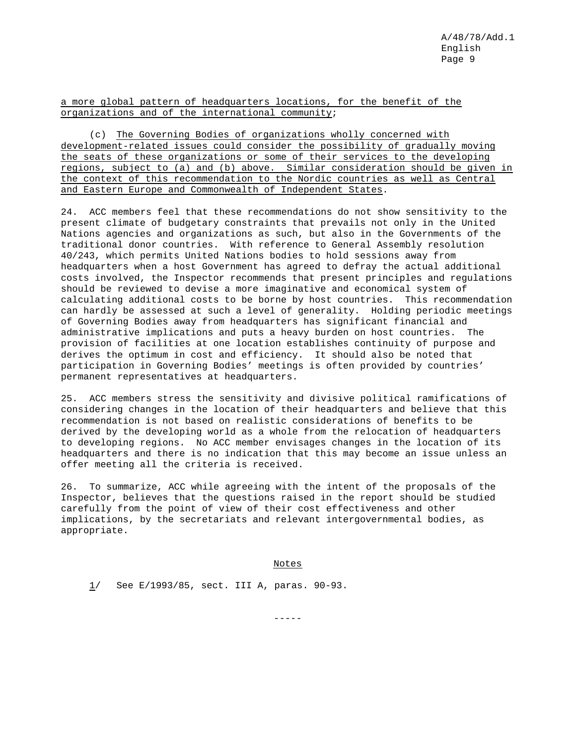a more global pattern of headquarters locations, for the benefit of the organizations and of the international community;

(c) The Governing Bodies of organizations wholly concerned with development-related issues could consider the possibility of gradually moving the seats of these organizations or some of their services to the developing regions, subject to (a) and (b) above. Similar consideration should be given in the context of this recommendation to the Nordic countries as well as Central and Eastern Europe and Commonwealth of Independent States.

24. ACC members feel that these recommendations do not show sensitivity to the present climate of budgetary constraints that prevails not only in the United Nations agencies and organizations as such, but also in the Governments of the traditional donor countries. With reference to General Assembly resolution 40/243, which permits United Nations bodies to hold sessions away from headquarters when a host Government has agreed to defray the actual additional costs involved, the Inspector recommends that present principles and regulations should be reviewed to devise a more imaginative and economical system of calculating additional costs to be borne by host countries. This recommendation can hardly be assessed at such a level of generality. Holding periodic meetings of Governing Bodies away from headquarters has significant financial and administrative implications and puts a heavy burden on host countries. The provision of facilities at one location establishes continuity of purpose and derives the optimum in cost and efficiency. It should also be noted that participation in Governing Bodies' meetings is often provided by countries' permanent representatives at headquarters.

25. ACC members stress the sensitivity and divisive political ramifications of considering changes in the location of their headquarters and believe that this recommendation is not based on realistic considerations of benefits to be derived by the developing world as a whole from the relocation of headquarters to developing regions. No ACC member envisages changes in the location of its headquarters and there is no indication that this may become an issue unless an offer meeting all the criteria is received.

26. To summarize, ACC while agreeing with the intent of the proposals of the Inspector, believes that the questions raised in the report should be studied carefully from the point of view of their cost effectiveness and other implications, by the secretariats and relevant intergovernmental bodies, as appropriate.

## Notes

1/ See E/1993/85, sect. III A, paras. 90-93.

-----